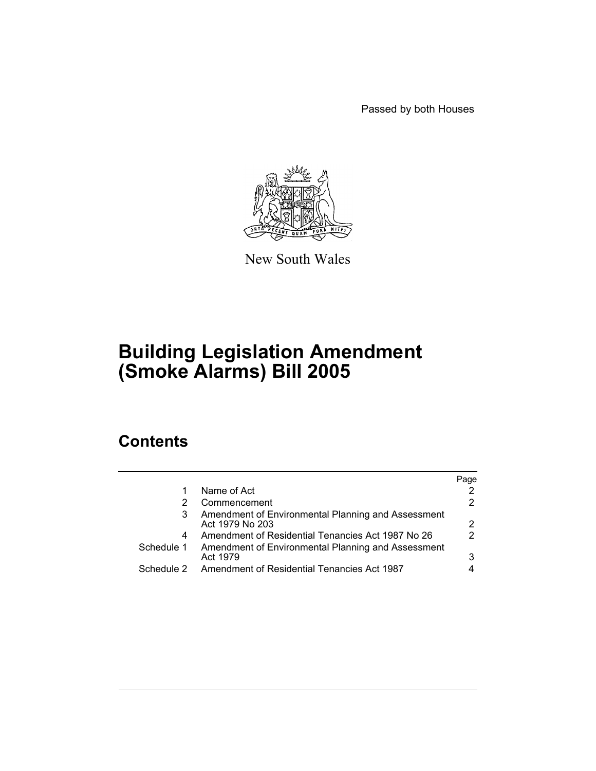Passed by both Houses

New South Wales

# Building Legislation Amendment (Smoke Alarms) Bill 2005

## Contents

| | | Page |
|---|---|---|
| 1 | Name of Act | 2 |
| 2 | Commencement | 2 |
| 3 | Amendment of Environmental Planning and Assessment Act 1979 No 203 | 2 |
| 4 | Amendment of Residential Tenancies Act 1987 No 26 | 2 |
| Schedule 1 | Amendment of Environmental Planning and Assessment Act 1979 | 3 |
| Schedule 2 | Amendment of Residential Tenancies Act 1987 | 4 |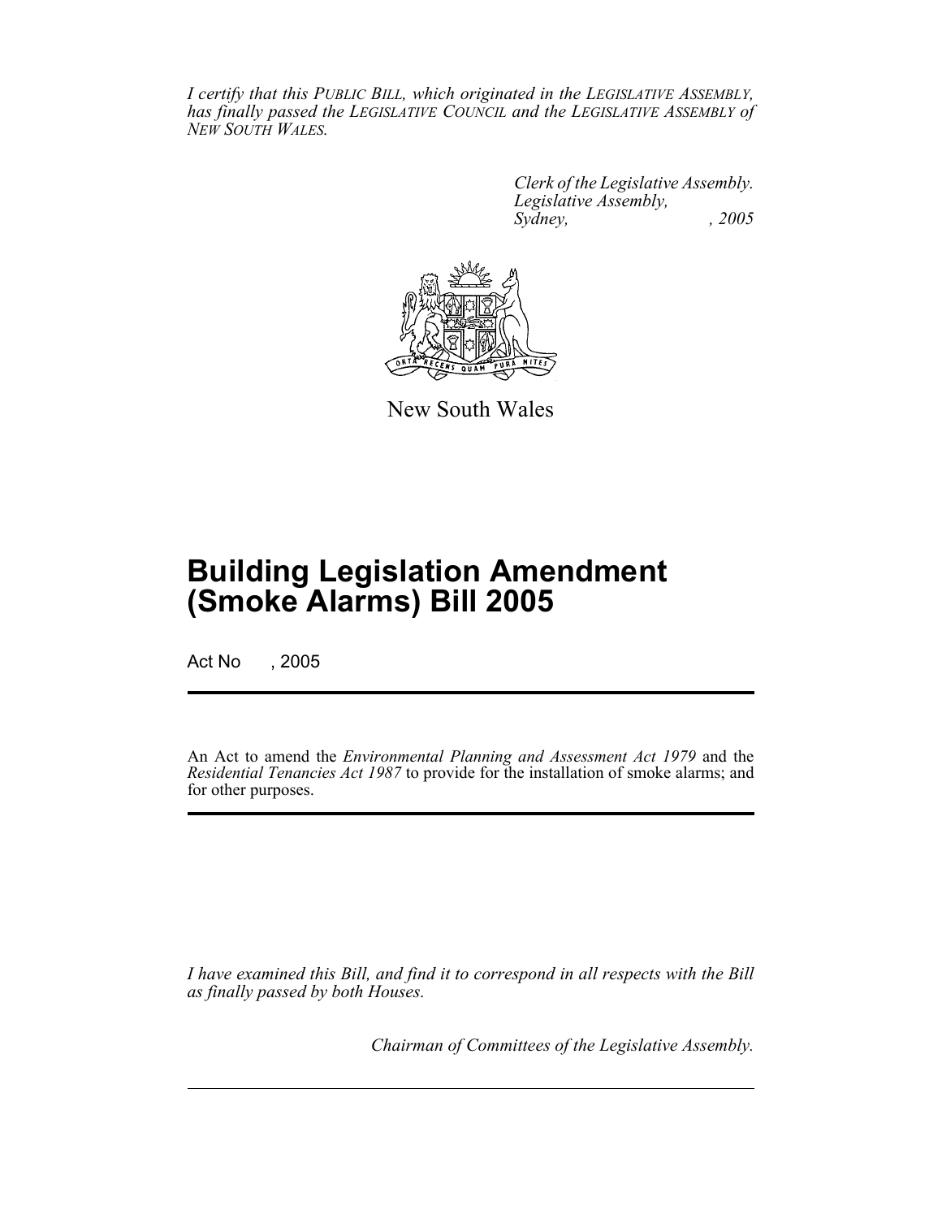*I certify that this PUBLIC BILL, which originated in the LEGISLATIVE ASSEMBLY, has finally passed the LEGISLATIVE COUNCIL and the LEGISLATIVE ASSEMBLY of NEW SOUTH WALES.*

*Clerk of the Legislative Assembly.*
*Legislative Assembly,*
*Sydney, , 2005*

New South Wales

# Building Legislation Amendment (Smoke Alarms) Bill 2005

Act No , 2005

An Act to amend the *Environmental Planning and Assessment Act 1979* and the *Residential Tenancies Act 1987* to provide for the installation of smoke alarms; and for other purposes.

*I have examined this Bill, and find it to correspond in all respects with the Bill as finally passed by both Houses.*

*Chairman of Committees of the Legislative Assembly.*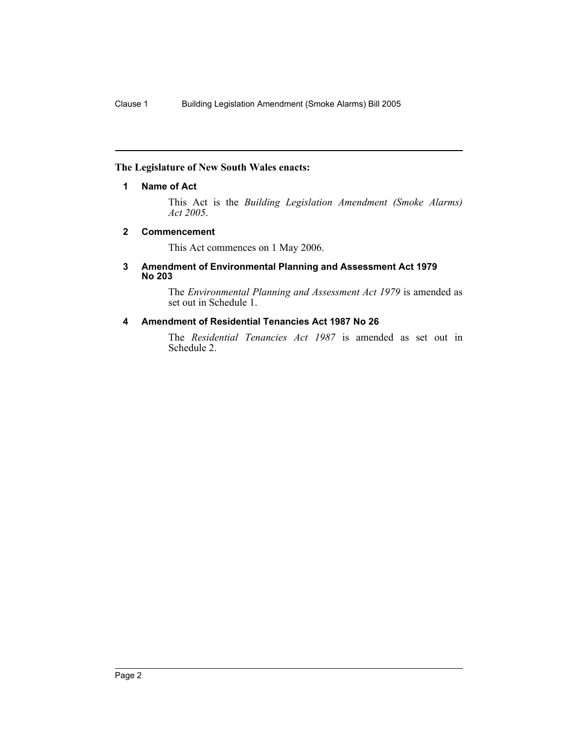**The Legislature of New South Wales enacts:**

### 1 Name of Act

This Act is the *Building Legislation Amendment (Smoke Alarms) Act 2005*.

### 2 Commencement

This Act commences on 1 May 2006.

### 3 Amendment of Environmental Planning and Assessment Act 1979 No 203

The *Environmental Planning and Assessment Act 1979* is amended as set out in Schedule 1.

### 4 Amendment of Residential Tenancies Act 1987 No 26

The *Residential Tenancies Act 1987* is amended as set out in Schedule 2.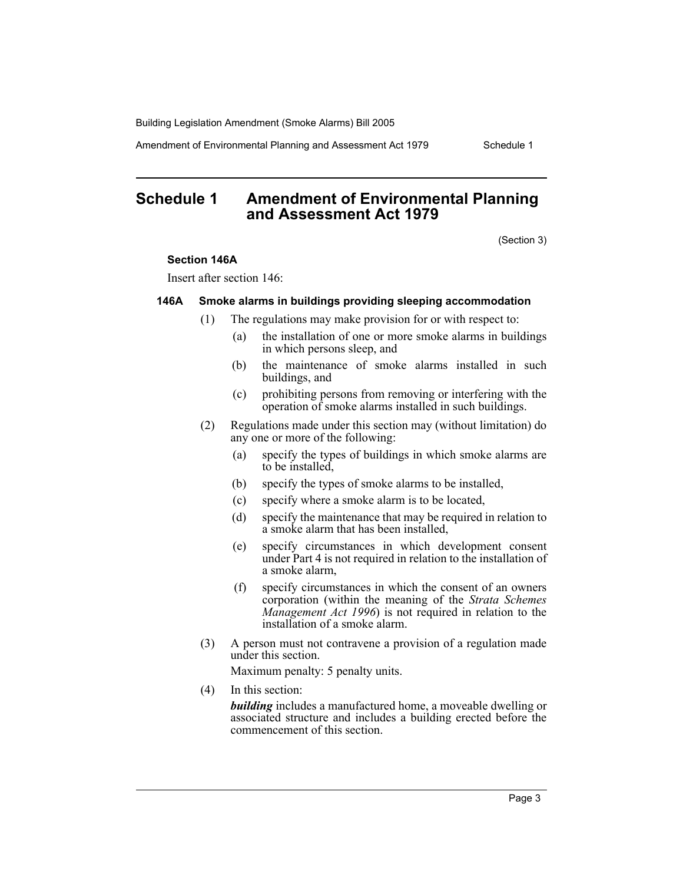# Schedule 1 Amendment of Environmental Planning and Assessment Act 1979

(Section 3)

**Section 146A**

Insert after section 146:

**146A Smoke alarms in buildings providing sleeping accommodation**

(1) The regulations may make provision for or with respect to:

(a) the installation of one or more smoke alarms in buildings in which persons sleep, and

(b) the maintenance of smoke alarms installed in such buildings, and

(c) prohibiting persons from removing or interfering with the operation of smoke alarms installed in such buildings.

(2) Regulations made under this section may (without limitation) do any one or more of the following:

(a) specify the types of buildings in which smoke alarms are to be installed,

(b) specify the types of smoke alarms to be installed,

(c) specify where a smoke alarm is to be located,

(d) specify the maintenance that may be required in relation to a smoke alarm that has been installed,

(e) specify circumstances in which development consent under Part 4 is not required in relation to the installation of a smoke alarm,

(f) specify circumstances in which the consent of an owners corporation (within the meaning of the *Strata Schemes Management Act 1996*) is not required in relation to the installation of a smoke alarm.

(3) A person must not contravene a provision of a regulation made under this section.

Maximum penalty: 5 penalty units.

(4) In this section:

***building*** includes a manufactured home, a moveable dwelling or associated structure and includes a building erected before the commencement of this section.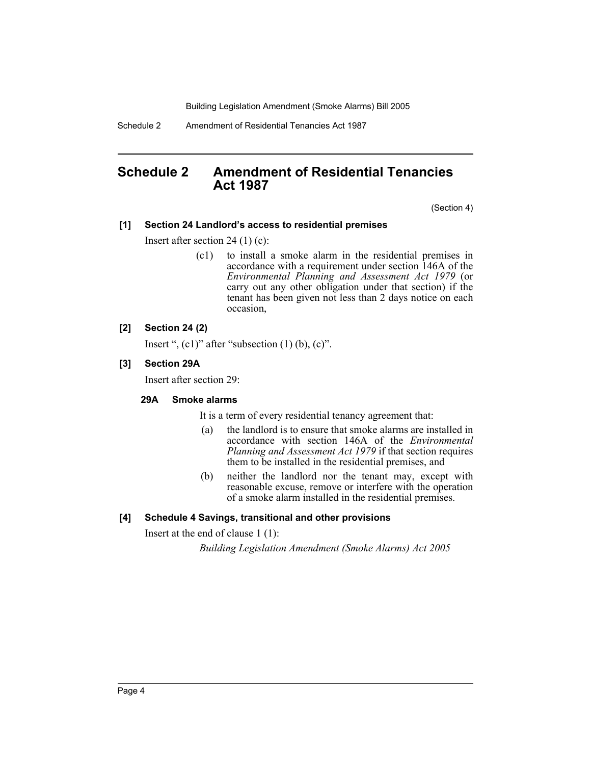## Schedule 2 Amendment of Residential Tenancies Act 1987

(Section 4)

### [1] Section 24 Landlord's access to residential premises

Insert after section 24 (1) (c):

> (c1) to install a smoke alarm in the residential premises in accordance with a requirement under section 146A of the *Environmental Planning and Assessment Act 1979* (or carry out any other obligation under that section) if the tenant has been given not less than 2 days notice on each occasion,

### [2] Section 24 (2)

Insert ", (c1)" after "subsection (1) (b), (c)".

### [3] Section 29A

Insert after section 29:

#### 29A Smoke alarms

It is a term of every residential tenancy agreement that:

(a) the landlord is to ensure that smoke alarms are installed in accordance with section 146A of the *Environmental Planning and Assessment Act 1979* if that section requires them to be installed in the residential premises, and

(b) neither the landlord nor the tenant may, except with reasonable excuse, remove or interfere with the operation of a smoke alarm installed in the residential premises.

### [4] Schedule 4 Savings, transitional and other provisions

Insert at the end of clause 1 (1):

*Building Legislation Amendment (Smoke Alarms) Act 2005*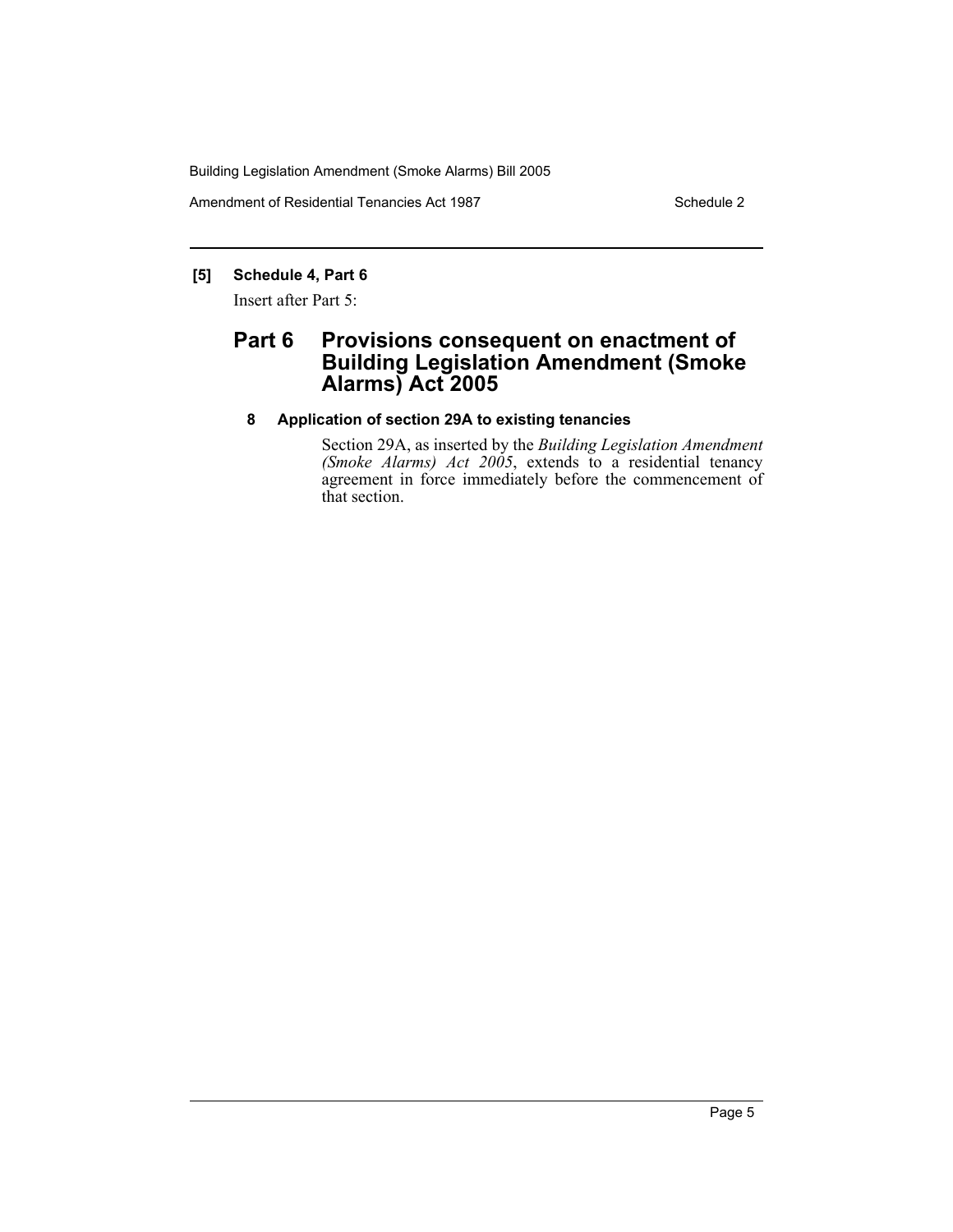**[5] Schedule 4, Part 6**

Insert after Part 5:

# Part 6 Provisions consequent on enactment of Building Legislation Amendment (Smoke Alarms) Act 2005

### 8 Application of section 29A to existing tenancies

Section 29A, as inserted by the *Building Legislation Amendment (Smoke Alarms) Act 2005*, extends to a residential tenancy agreement in force immediately before the commencement of that section.